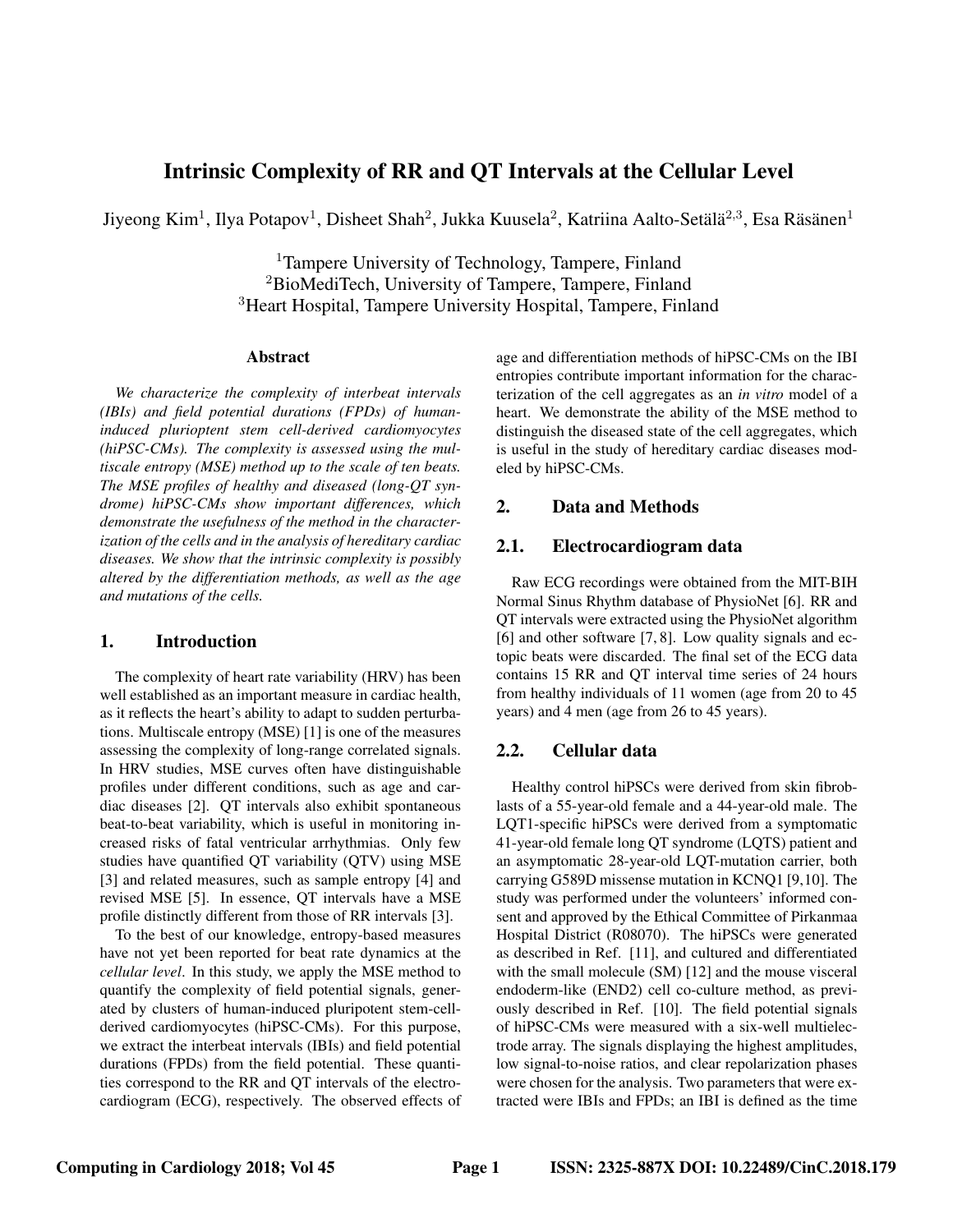# Intrinsic Complexity of RR and QT Intervals at the Cellular Level

Jiyeong Kim[1], Ilya Potapov[1], Disheet Shah[2], Jukka Kuusela[2], Katriina Aalto-Setälä[2,3], Esa Räsänen[1]

[1]Tampere University of Technology, Tampere, Finland
[2]BioMediTech, University of Tampere, Tampere, Finland
[3]Heart Hospital, Tampere University Hospital, Tampere, Finland

## Abstract

*We characterize the complexity of interbeat intervals (IBIs) and field potential durations (FPDs) of human-induced pluriotpent stem cell-derived cardiomyocytes (hiPSC-CMs). The complexity is assessed using the multiscale entropy (MSE) method up to the scale of ten beats. The MSE profiles of healthy and diseased (long-QT syndrome) hiPSC-CMs show important differences, which demonstrate the usefulness of the method in the characterization of the cells and in the analysis of hereditary cardiac diseases. We show that the intrinsic complexity is possibly altered by the differentiation methods, as well as the age and mutations of the cells.*

## 1. Introduction

The complexity of heart rate variability (HRV) has been well established as an important measure in cardiac health, as it reflects the heart's ability to adapt to sudden perturbations. Multiscale entropy (MSE) [1] is one of the measures assessing the complexity of long-range correlated signals. In HRV studies, MSE curves often have distinguishable profiles under different conditions, such as age and cardiac diseases [2]. QT intervals also exhibit spontaneous beat-to-beat variability, which is useful in monitoring increased risks of fatal ventricular arrhythmias. Only few studies have quantified QT variability (QTV) using MSE [3] and related measures, such as sample entropy [4] and revised MSE [5]. In essence, QT intervals have a MSE profile distinctly different from those of RR intervals [3].

To the best of our knowledge, entropy-based measures have not yet been reported for beat rate dynamics at the *cellular level*. In this study, we apply the MSE method to quantify the complexity of field potential signals, generated by clusters of human-induced pluripotent stem-cell-derived cardiomyocytes (hiPSC-CMs). For this purpose, we extract the interbeat intervals (IBIs) and field potential durations (FPDs) from the field potential. These quantities correspond to the RR and QT intervals of the electrocardiogram (ECG), respectively. The observed effects of age and differentiation methods of hiPSC-CMs on the IBI entropies contribute important information for the characterization of the cell aggregates as an *in vitro* model of a heart. We demonstrate the ability of the MSE method to distinguish the diseased state of the cell aggregates, which is useful in the study of hereditary cardiac diseases modeled by hiPSC-CMs.

## 2. Data and Methods

### 2.1. Electrocardiogram data

Raw ECG recordings were obtained from the MIT-BIH Normal Sinus Rhythm database of PhysioNet [6]. RR and QT intervals were extracted using the PhysioNet algorithm [6] and other software [7, 8]. Low quality signals and ectopic beats were discarded. The final set of the ECG data contains 15 RR and QT interval time series of 24 hours from healthy individuals of 11 women (age from 20 to 45 years) and 4 men (age from 26 to 45 years).

### 2.2. Cellular data

Healthy control hiPSCs were derived from skin fibroblasts of a 55-year-old female and a 44-year-old male. The LQT1-specific hiPSCs were derived from a symptomatic 41-year-old female long QT syndrome (LQTS) patient and an asymptomatic 28-year-old LQT-mutation carrier, both carrying G589D missense mutation in KCNQ1 [9,10]. The study was performed under the volunteers' informed consent and approved by the Ethical Committee of Pirkanmaa Hospital District (R08070). The hiPSCs were generated as described in Ref. [11], and cultured and differentiated with the small molecule (SM) [12] and the mouse visceral endoderm-like (END2) cell co-culture method, as previously described in Ref. [10]. The field potential signals of hiPSC-CMs were measured with a six-well multielectrode array. The signals displaying the highest amplitudes, low signal-to-noise ratios, and clear repolarization phases were chosen for the analysis. Two parameters that were extracted were IBIs and FPDs; an IBI is defined as the time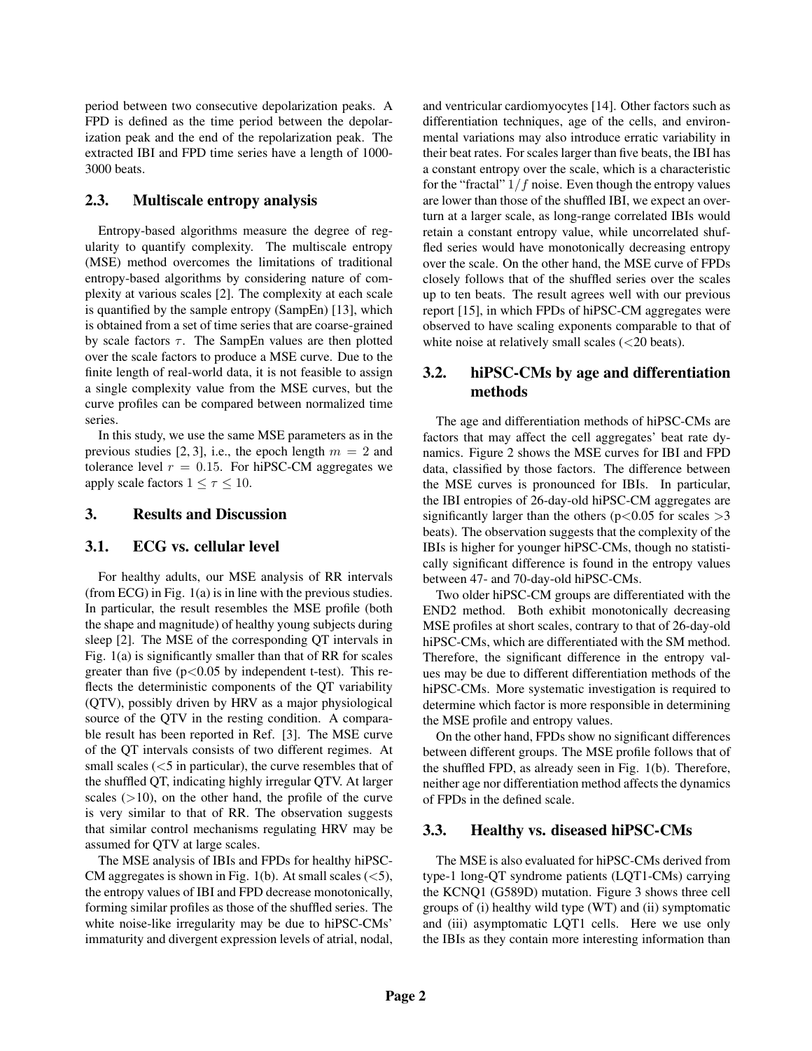period between two consecutive depolarization peaks. A FPD is defined as the time period between the depolarization peak and the end of the repolarization peak. The extracted IBI and FPD time series have a length of 1000-3000 beats.

### 2.3. Multiscale entropy analysis

Entropy-based algorithms measure the degree of regularity to quantify complexity. The multiscale entropy (MSE) method overcomes the limitations of traditional entropy-based algorithms by considering nature of complexity at various scales [2]. The complexity at each scale is quantified by the sample entropy (SampEn) [13], which is obtained from a set of time series that are coarse-grained by scale factors $\tau$. The SampEn values are then plotted over the scale factors to produce a MSE curve. Due to the finite length of real-world data, it is not feasible to assign a single complexity value from the MSE curves, but the curve profiles can be compared between normalized time series.

In this study, we use the same MSE parameters as in the previous studies [2, 3], i.e., the epoch length $m = 2$ and tolerance level $r = 0.15$. For hiPSC-CM aggregates we apply scale factors $1 \leq \tau \leq 10$.

## 3. Results and Discussion

### 3.1. ECG vs. cellular level

For healthy adults, our MSE analysis of RR intervals (from ECG) in Fig. 1(a) is in line with the previous studies. In particular, the result resembles the MSE profile (both the shape and magnitude) of healthy young subjects during sleep [2]. The MSE of the corresponding QT intervals in Fig. 1(a) is significantly smaller than that of RR for scales greater than five ($p<0.05$ by independent t-test). This reflects the deterministic components of the QT variability (QTV), possibly driven by HRV as a major physiological source of the QTV in the resting condition. A comparable result has been reported in Ref. [3]. The MSE curve of the QT intervals consists of two different regimes. At small scales ($<5$ in particular), the curve resembles that of the shuffled QT, indicating highly irregular QTV. At larger scales ($>10$), on the other hand, the profile of the curve is very similar to that of RR. The observation suggests that similar control mechanisms regulating HRV may be assumed for QTV at large scales.

The MSE analysis of IBIs and FPDs for healthy hiPSC-CM aggregates is shown in Fig. 1(b). At small scales ($<5$), the entropy values of IBI and FPD decrease monotonically, forming similar profiles as those of the shuffled series. The white noise-like irregularity may be due to hiPSC-CMs' immaturity and divergent expression levels of atrial, nodal, and ventricular cardiomyocytes [14]. Other factors such as differentiation techniques, age of the cells, and environmental variations may also introduce erratic variability in their beat rates. For scales larger than five beats, the IBI has a constant entropy over the scale, which is a characteristic for the "fractal" $1/f$ noise. Even though the entropy values are lower than those of the shuffled IBI, we expect an overturn at a larger scale, as long-range correlated IBIs would retain a constant entropy value, while uncorrelated shuffled series would have monotonically decreasing entropy over the scale. On the other hand, the MSE curve of FPDs closely follows that of the shuffled series over the scales up to ten beats. The result agrees well with our previous report [15], in which FPDs of hiPSC-CM aggregates were observed to have scaling exponents comparable to that of white noise at relatively small scales ($<20$ beats).

### 3.2. hiPSC-CMs by age and differentiation methods

The age and differentiation methods of hiPSC-CMs are factors that may affect the cell aggregates' beat rate dynamics. Figure 2 shows the MSE curves for IBI and FPD data, classified by those factors. The difference between the MSE curves is pronounced for IBIs. In particular, the IBI entropies of 26-day-old hiPSC-CM aggregates are significantly larger than the others ($p<0.05$ for scales $>3$ beats). The observation suggests that the complexity of the IBIs is higher for younger hiPSC-CMs, though no statistically significant difference is found in the entropy values between 47- and 70-day-old hiPSC-CMs.

Two older hiPSC-CM groups are differentiated with the END2 method. Both exhibit monotonically decreasing MSE profiles at short scales, contrary to that of 26-day-old hiPSC-CMs, which are differentiated with the SM method. Therefore, the significant difference in the entropy values may be due to different differentiation methods of the hiPSC-CMs. More systematic investigation is required to determine which factor is more responsible in determining the MSE profile and entropy values.

On the other hand, FPDs show no significant differences between different groups. The MSE profile follows that of the shuffled FPD, as already seen in Fig. 1(b). Therefore, neither age nor differentiation method affects the dynamics of FPDs in the defined scale.

### 3.3. Healthy vs. diseased hiPSC-CMs

The MSE is also evaluated for hiPSC-CMs derived from type-1 long-QT syndrome patients (LQT1-CMs) carrying the KCNQ1 (G589D) mutation. Figure 3 shows three cell groups of (i) healthy wild type (WT) and (ii) symptomatic and (iii) asymptomatic LQT1 cells. Here we use only the IBIs as they contain more interesting information than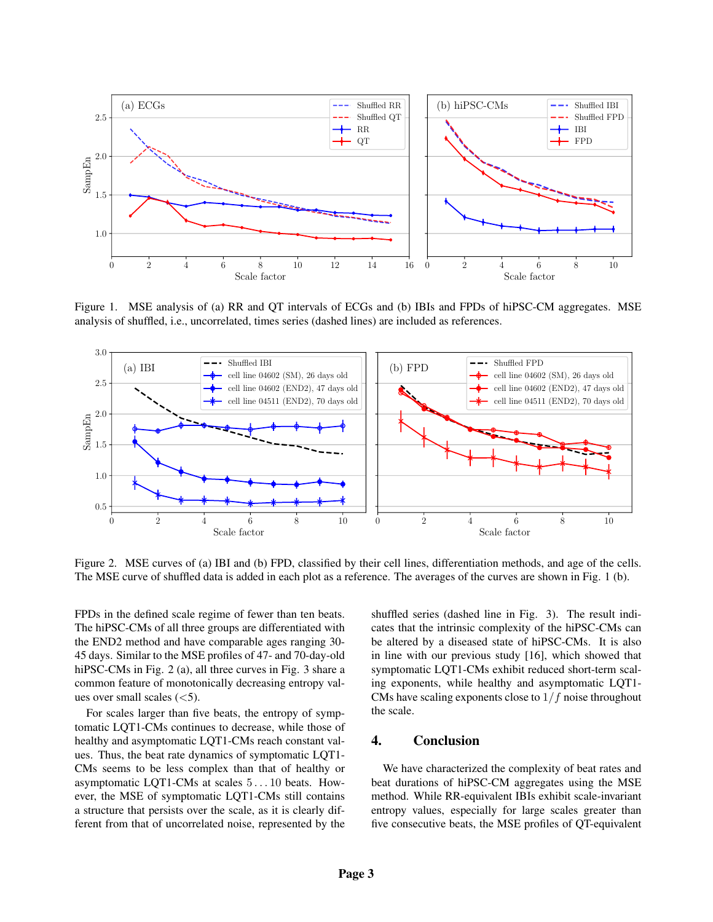Figure 1. MSE analysis of (a) RR and QT intervals of ECGs and (b) IBIs and FPDs of hiPSC-CM aggregates. MSE analysis of shuffled, i.e., uncorrelated, times series (dashed lines) are included as references.

Figure 2. MSE curves of (a) IBI and (b) FPD, classified by their cell lines, differentiation methods, and age of the cells. The MSE curve of shuffled data is added in each plot as a reference. The averages of the curves are shown in Fig. 1 (b).

FPDs in the defined scale regime of fewer than ten beats. The hiPSC-CMs of all three groups are differentiated with the END2 method and have comparable ages ranging 30-45 days. Similar to the MSE profiles of 47- and 70-day-old hiPSC-CMs in Fig. 2 (a), all three curves in Fig. 3 share a common feature of monotonically decreasing entropy values over small scales ($<5$).

For scales larger than five beats, the entropy of symptomatic LQT1-CMs continues to decrease, while those of healthy and asymptomatic LQT1-CMs reach constant values. Thus, the beat rate dynamics of symptomatic LQT1-CMs seems to be less complex than that of healthy or asymptomatic LQT1-CMs at scales $5 \ldots 10$ beats. However, the MSE of symptomatic LQT1-CMs still contains a structure that persists over the scale, as it is clearly different from that of uncorrelated noise, represented by the shuffled series (dashed line in Fig. 3). The result indicates that the intrinsic complexity of the hiPSC-CMs can be altered by a diseased state of hiPSC-CMs. It is also in line with our previous study [16], which showed that symptomatic LQT1-CMs exhibit reduced short-term scaling exponents, while healthy and asymptomatic LQT1-CMs have scaling exponents close to $1/f$ noise throughout the scale.

## 4. Conclusion

We have characterized the complexity of beat rates and beat durations of hiPSC-CM aggregates using the MSE method. While RR-equivalent IBIs exhibit scale-invariant entropy values, especially for large scales greater than five consecutive beats, the MSE profiles of QT-equivalent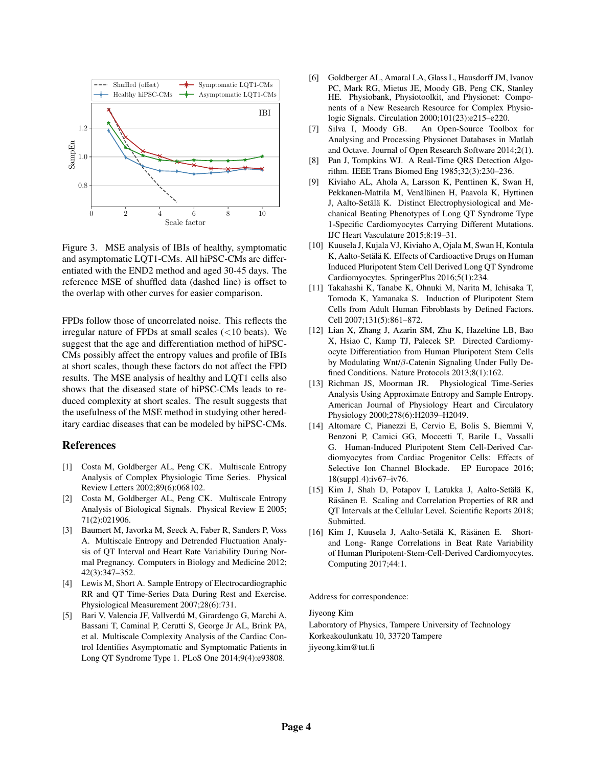Shuffled (offset)
Healthy hiPSC-CMs
Symptomatic LQT1-CMs
Asymptomatic LQT1-CMs
IBI
SampEn
1.2
1.0
0.8
0
2
4
6
8
10
Scale factor

Figure 3. MSE analysis of IBIs of healthy, symptomatic and asymptomatic LQT1-CMs. All hiPSC-CMs are differentiated with the END2 method and aged 30-45 days. The reference MSE of shuffled data (dashed line) is offset to the overlap with other curves for easier comparison.

FPDs follow those of uncorrelated noise. This reflects the irregular nature of FPDs at small scales (<10 beats). We suggest that the age and differentiation method of hiPSC-CMs possibly affect the entropy values and profile of IBIs at short scales, though these factors do not affect the FPD results. The MSE analysis of healthy and LQT1 cells also shows that the diseased state of hiPSC-CMs leads to reduced complexity at short scales. The result suggests that the usefulness of the MSE method in studying other hereditary cardiac diseases that can be modeled by hiPSC-CMs.

## References

[1] Costa M, Goldberger AL, Peng CK. Multiscale Entropy Analysis of Complex Physiologic Time Series. Physical Review Letters 2002;89(6):068102.

[2] Costa M, Goldberger AL, Peng CK. Multiscale Entropy Analysis of Biological Signals. Physical Review E 2005; 71(2):021906.

[3] Baumert M, Javorka M, Seeck A, Faber R, Sanders P, Voss A. Multiscale Entropy and Detrended Fluctuation Analysis of QT Interval and Heart Rate Variability During Normal Pregnancy. Computers in Biology and Medicine 2012; 42(3):347–352.

[4] Lewis M, Short A. Sample Entropy of Electrocardiographic RR and QT Time-Series Data During Rest and Exercise. Physiological Measurement 2007;28(6):731.

[5] Bari V, Valencia JF, Vallverdú M, Girardengo G, Marchi A, Bassani T, Caminal P, Cerutti S, George Jr AL, Brink PA, et al. Multiscale Complexity Analysis of the Cardiac Control Identifies Asymptomatic and Symptomatic Patients in Long QT Syndrome Type 1. PLoS One 2014;9(4):e93808.

[6] Goldberger AL, Amaral LA, Glass L, Hausdorff JM, Ivanov PC, Mark RG, Mietus JE, Moody GB, Peng CK, Stanley HE. Physiobank, Physiotoolkit, and Physionet: Components of a New Research Resource for Complex Physiologic Signals. Circulation 2000;101(23):e215–e220.

[7] Silva I, Moody GB. An Open-Source Toolbox for Analysing and Processing Physionet Databases in Matlab and Octave. Journal of Open Research Software 2014;2(1).

[8] Pan J, Tompkins WJ. A Real-Time QRS Detection Algorithm. IEEE Trans Biomed Eng 1985;32(3):230–236.

[9] Kiviaho AL, Ahola A, Larsson K, Penttinen K, Swan H, Pekkanen-Mattila M, Venäläinen H, Paavola K, Hyttinen J, Aalto-Setälä K. Distinct Electrophysiological and Mechanical Beating Phenotypes of Long QT Syndrome Type 1-Specific Cardiomyocytes Carrying Different Mutations. IJC Heart Vasculature 2015;8:19–31.

[10] Kuusela J, Kujala VJ, Kiviaho A, Ojala M, Swan H, Kontula K, Aalto-Setälä K. Effects of Cardioactive Drugs on Human Induced Pluripotent Stem Cell Derived Long QT Syndrome Cardiomyocytes. SpringerPlus 2016;5(1):234.

[11] Takahashi K, Tanabe K, Ohnuki M, Narita M, Ichisaka T, Tomoda K, Yamanaka S. Induction of Pluripotent Stem Cells from Adult Human Fibroblasts by Defined Factors. Cell 2007;131(5):861–872.

[12] Lian X, Zhang J, Azarin SM, Zhu K, Hazeltine LB, Bao X, Hsiao C, Kamp TJ, Palecek SP. Directed Cardiomyocyte Differentiation from Human Pluripotent Stem Cells by Modulating Wnt/$\beta$-Catenin Signaling Under Fully Defined Conditions. Nature Protocols 2013;8(1):162.

[13] Richman JS, Moorman JR. Physiological Time-Series Analysis Using Approximate Entropy and Sample Entropy. American Journal of Physiology Heart and Circulatory Physiology 2000;278(6):H2039–H2049.

[14] Altomare C, Pianezzi E, Cervio E, Bolis S, Biemmi V, Benzoni P, Camici GG, Moccetti T, Barile L, Vassalli G. Human-Induced Pluripotent Stem Cell-Derived Cardiomyocytes from Cardiac Progenitor Cells: Effects of Selective Ion Channel Blockade. EP Europace 2016; 18(suppl_4):iv67–iv76.

[15] Kim J, Shah D, Potapov I, Latukka J, Aalto-Setälä K, Räsänen E. Scaling and Correlation Properties of RR and QT Intervals at the Cellular Level. Scientific Reports 2018; Submitted.

[16] Kim J, Kuusela J, Aalto-Setälä K, Räsänen E. Short- and Long- Range Correlations in Beat Rate Variability of Human Pluripotent-Stem-Cell-Derived Cardiomyocytes. Computing 2017;44:1.

Address for correspondence:

Jiyeong Kim
Laboratory of Physics, Tampere University of Technology
Korkeakoulunkatu 10, 33720 Tampere
jiyeong.kim@tut.fi